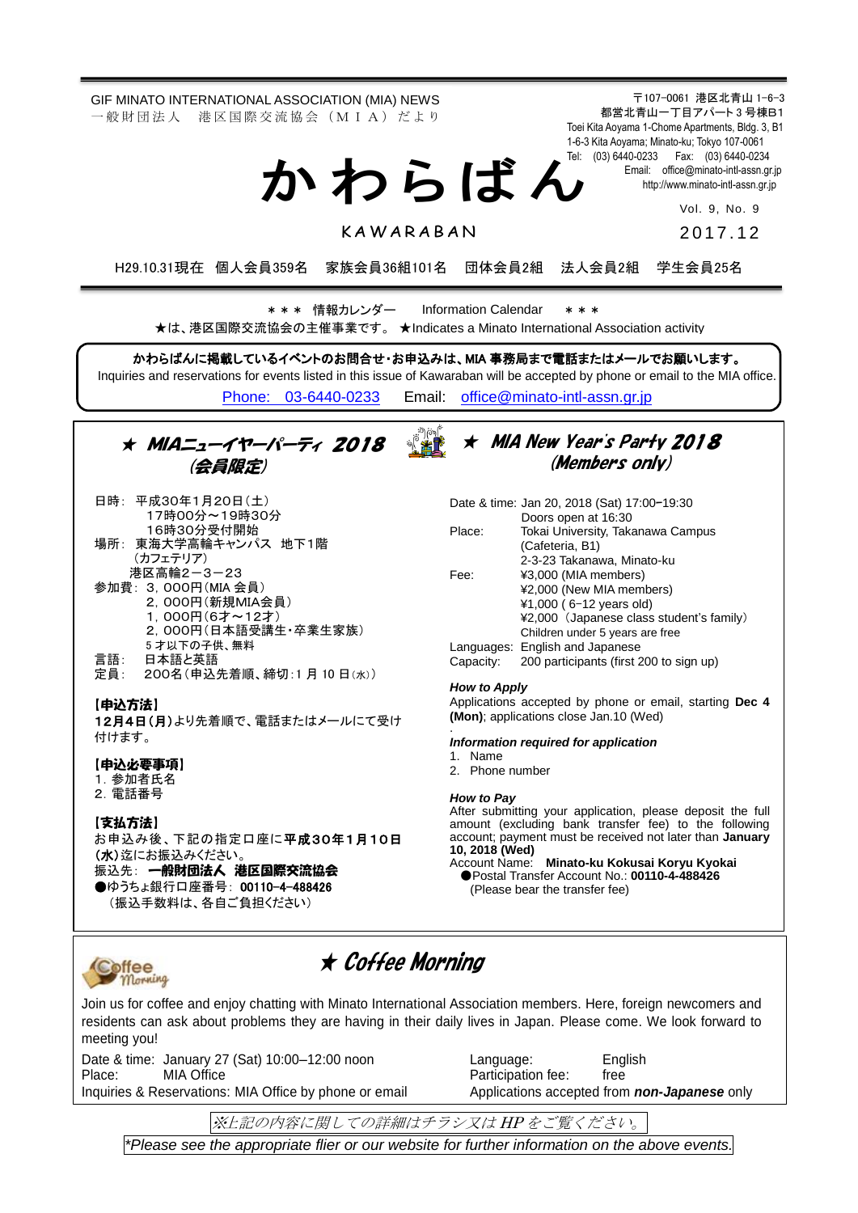GIF MINATO INTERNATIONAL ASSOCIATION (MIA) NEWS
一般財団法人　港区国際交流協会（ＭＩＡ）だより

〒107-0061 港区北青山 1-6-3
都営北青山一丁目アパート３号棟B1
Toei Kita Aoyama 1-Chome Apartments, Bldg. 3, B1
1-6-3 Kita Aoyama; Minato-ku; Tokyo 107-0061
Tel: (03) 6440-0233　Fax: (03) 6440-0234
Email: office@minato-intl-assn.gr.jp
http://www.minato-intl-assn.gr.jp

# かわらばん

KAWARABAN

Vol. 9, No. 9

2017.12

H29.10.31現在　個人会員359名　家族会員36組101名　団体会員2組　法人会員2組　学生会員25名

＊＊＊ 情報カレンダー　Information Calendar ＊＊＊

★は、港区国際交流協会の主催事業です。 ★Indicates a Minato International Association activity

**かわらばんに掲載しているイベントのお問合せ・お申込みは、MIA 事務局まで電話またはメールでお願いします。**
Inquiries and reservations for events listed in this issue of Kawaraban will be accepted by phone or email to the MIA office.
Phone: 03-6440-0233　Email: office@minato-intl-assn.gr.jp

## ★ MIAニューイヤーパーティ 2018（会員限定）

日時：平成30年1月20日（土）
　17時00分～19時30分
　16時30分受付開始
場所：東海大学高輪キャンパス　地下1階
　（カフェテリア）
　港区高輪2－3－23
参加費：3，000円（MIA 会員）
　2，000円（新規MIA会員）
　1，000円（6才～12才）
　2，000円（日本語受講生・卒業生家族）
　5 才以下の子供、無料
言語：日本語と英語
定員：200名（申込先着順、締切：1 月 10 日(水)）

**【申込方法】**
**12月4日（月）**より先着順で、電話またはメールにて受け付けます。

**【申込必要事項】**
1. 参加者氏名
2. 電話番号

**【支払方法】**
お申込み後、下記の指定口座に**平成30年1月10日(水)**迄にお振込みください。
振込先：**一般財団法人 港区国際交流協会**
●ゆうちょ銀行口座番号：**00110-4-488426**
（振込手数料は、各自ご負担ください）

## ★ MIA New Year's Party 2018 (Members only)

Date & time: Jan 20, 2018 (Sat) 17:00–19:30
　Doors open at 16:30
Place: Tokai University, Takanawa Campus
　(Cafeteria, B1)
　2-3-23 Takanawa, Minato-ku
Fee: ¥3,000 (MIA members)
　¥2,000 (New MIA members)
　¥1,000 ( 6–12 years old)
　¥2,000（Japanese class student's family）
　Children under 5 years are free
Languages: English and Japanese
Capacity: 200 participants (first 200 to sign up)

***How to Apply***
Applications accepted by phone or email, starting **Dec 4 (Mon)**; applications close Jan.10 (Wed)

***Information required for application***
1. Name
2. Phone number

***How to Pay***
After submitting your application, please deposit the full amount (excluding bank transfer fee) to the following account; payment must be received not later than **January 10, 2018 (Wed)**
Account Name: **Minato-ku Kokusai Koryu Kyokai**
●Postal Transfer Account No.: **00110-4-488426**
(Please bear the transfer fee)

## ★ Coffee Morning

Join us for coffee and enjoy chatting with Minato International Association members. Here, foreign newcomers and residents can ask about problems they are having in their daily lives in Japan. Please come. We look forward to meeting you!

Date & time: January 27 (Sat) 10:00–12:00 noon
Place: MIA Office
Inquiries & Reservations: MIA Office by phone or email
Language: English
Participation fee: free
Applications accepted from ***non-Japanese*** only

*※上記の内容に関しての詳細はチラシ又は HP をご覧ください。*
*\*Please see the appropriate flier or our website for further information on the above events.*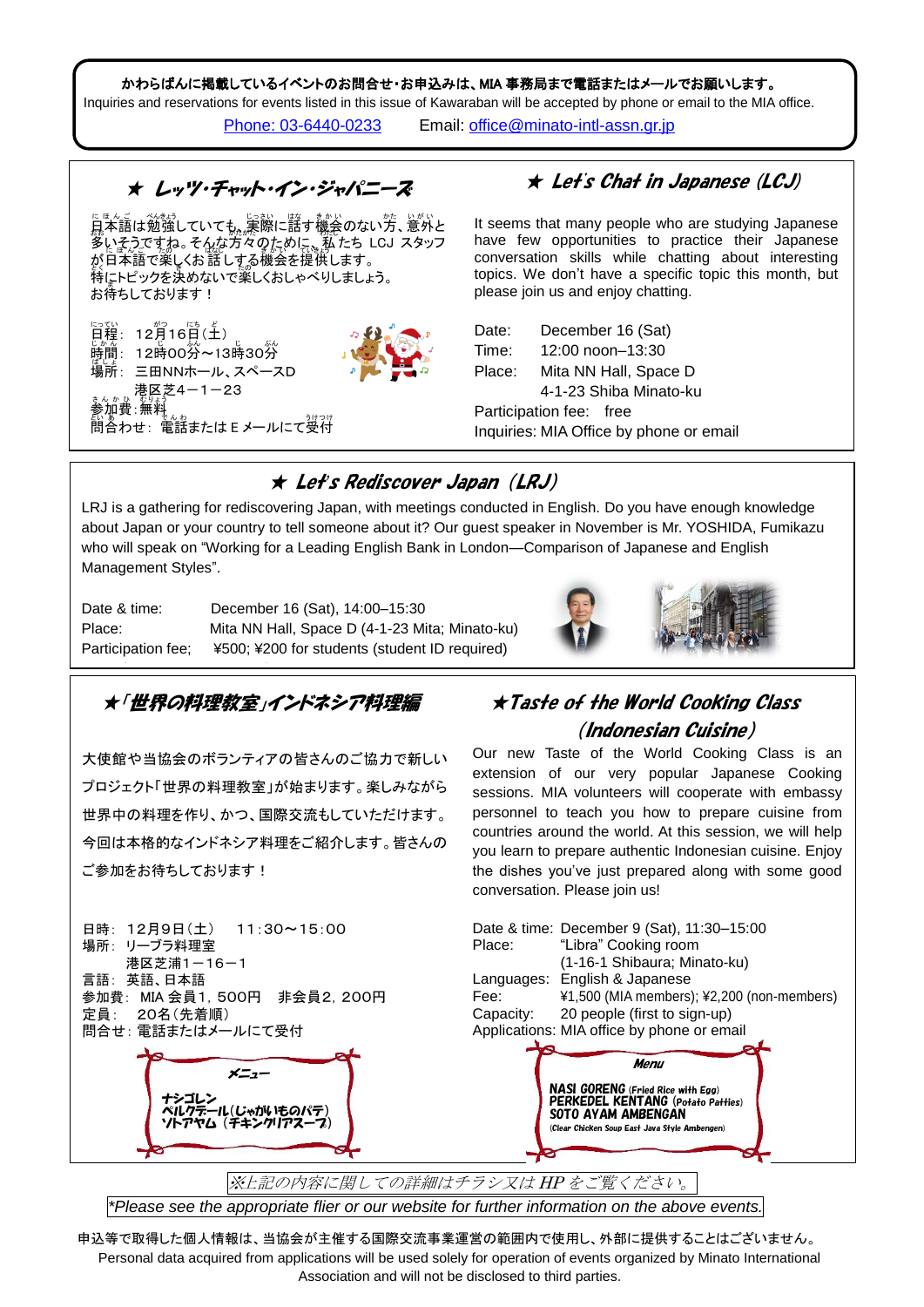**かわらばんに掲載しているイベントのお問合せ・お申込みは、MIA 事務局まで電話またはメールでお願いします。**

Inquiries and reservations for events listed in this issue of Kawaraban will be accepted by phone or email to the MIA office.

Phone: 03-6440-0233　　Email: office@minato-intl-assn.gr.jp

## ★ レッツ・チャット・イン・ジャパニーズ

日本語は勉強していても、実際に話す機会のない方、意外と多いそうですね。そんな方々のために、私たち LCJ スタッフが日本語で楽しくお話しする機会を提供します。
特にトピックを決めないで楽しくおしゃべりしましょう。
お待ちしております！

日程：12月16日（土）
時間：12時00分～13時30分
場所：三田NNホール、スペースD
　　　港区芝4－1－23
参加費：無料
問合わせ：電話または E メールにて受付

## ★ Let's Chat in Japanese (LCJ)

It seems that many people who are studying Japanese have few opportunities to practice their Japanese conversation skills while chatting about interesting topics. We don't have a specific topic this month, but please join us and enjoy chatting.

Date:　December 16 (Sat)
Time:　12:00 noon–13:30
Place:　Mita NN Hall, Space D
　　　4-1-23 Shiba Minato-ku
Participation fee:　free
Inquiries: MIA Office by phone or email

## ★ Let's Rediscover Japan (LRJ)

LRJ is a gathering for rediscovering Japan, with meetings conducted in English. Do you have enough knowledge about Japan or your country to tell someone about it? Our guest speaker in November is Mr. YOSHIDA, Fumikazu who will speak on "Working for a Leading English Bank in London—Comparison of Japanese and English Management Styles".

Date & time:　December 16 (Sat), 14:00–15:30
Place:　Mita NN Hall, Space D (4-1-23 Mita; Minato-ku)
Participation fee;　¥500; ¥200 for students (student ID required)

## ★「世界の料理教室」インドネシア料理編

大使館や当協会のボランティアの皆さんのご協力で新しいプロジェクト「世界の料理教室」が始まります。楽しみながら世界中の料理を作り、かつ、国際交流もしていただけます。今回は本格的なインドネシア料理をご紹介します。皆さんのご参加をお待ちしております！

日時：12月9日（土）　11:30～15:00
場所：リーブラ料理室
　　　港区芝浦1－16－1
言語：英語、日本語
参加費：MIA 会員1，500円　非会員2，200円
定員：20名（先着順）
問合せ：電話またはメールにて受付

メニュー
ナシゴレン
ペルクデール（じゃがいものパテ）
ソトアヤム（チキンクリアスープ）

## ★Taste of the World Cooking Class (Indonesian Cuisine)

Our new Taste of the World Cooking Class is an extension of our very popular Japanese Cooking sessions. MIA volunteers will cooperate with embassy personnel to teach you how to prepare cuisine from countries around the world. At this session, we will help you learn to prepare authentic Indonesian cuisine. Enjoy the dishes you've just prepared along with some good conversation. Please join us!

Date & time:　December 9 (Sat), 11:30–15:00
Place:　"Libra" Cooking room
　　　(1-16-1 Shibaura; Minato-ku)
Languages:　English & Japanese
Fee:　¥1,500 (MIA members); ¥2,200 (non-members)
Capacity:　20 people (first to sign-up)
Applications: MIA office by phone or email

Menu
NASI GORENG (Fried Rice with Egg)
PERKEDEL KENTANG (Potato Patties)
SOTO AYAM AMBENGAN (Clear Chicken Soup East Java Style Ambengen)

*※上記の内容に関しての詳細はチラシ又は HP をご覧ください。*

*\*Please see the appropriate flier or our website for further information on the above events.*

申込等で取得した個人情報は、当協会が主催する国際交流事業運営の範囲内で使用し、外部に提供することはございません。
Personal data acquired from applications will be used solely for operation of events organized by Minato International Association and will not be disclosed to third parties.